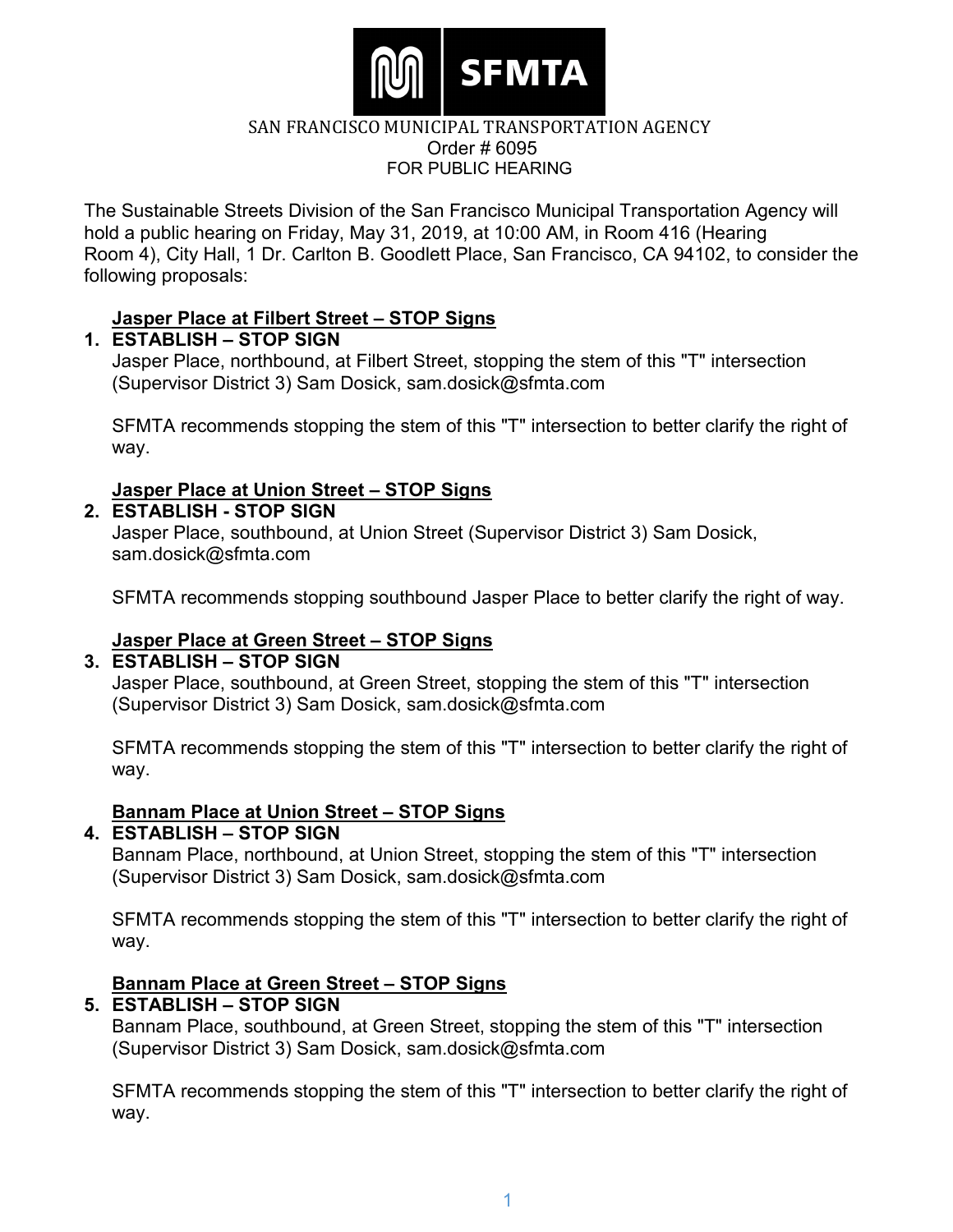SFMTA

SAN FRANCISCO MUNICIPAL TRANSPORTATION AGENCY
Order # 6095
FOR PUBLIC HEARING

The Sustainable Streets Division of the San Francisco Municipal Transportation Agency will hold a public hearing on Friday, May 31, 2019, at 10:00 AM, in Room 416 (Hearing Room 4), City Hall, 1 Dr. Carlton B. Goodlett Place, San Francisco, CA 94102, to consider the following proposals:

**Jasper Place at Filbert Street – STOP Signs**

1. **ESTABLISH – STOP SIGN**
   Jasper Place, northbound, at Filbert Street, stopping the stem of this "T" intersection (Supervisor District 3) Sam Dosick, sam.dosick@sfmta.com

   SFMTA recommends stopping the stem of this "T" intersection to better clarify the right of way.

**Jasper Place at Union Street – STOP Signs**

2. **ESTABLISH - STOP SIGN**
   Jasper Place, southbound, at Union Street (Supervisor District 3) Sam Dosick, sam.dosick@sfmta.com

   SFMTA recommends stopping southbound Jasper Place to better clarify the right of way.

**Jasper Place at Green Street – STOP Signs**

3. **ESTABLISH – STOP SIGN**
   Jasper Place, southbound, at Green Street, stopping the stem of this "T" intersection (Supervisor District 3) Sam Dosick, sam.dosick@sfmta.com

   SFMTA recommends stopping the stem of this "T" intersection to better clarify the right of way.

**Bannam Place at Union Street – STOP Signs**

4. **ESTABLISH – STOP SIGN**
   Bannam Place, northbound, at Union Street, stopping the stem of this "T" intersection (Supervisor District 3) Sam Dosick, sam.dosick@sfmta.com

   SFMTA recommends stopping the stem of this "T" intersection to better clarify the right of way.

**Bannam Place at Green Street – STOP Signs**

5. **ESTABLISH – STOP SIGN**
   Bannam Place, southbound, at Green Street, stopping the stem of this "T" intersection (Supervisor District 3) Sam Dosick, sam.dosick@sfmta.com

   SFMTA recommends stopping the stem of this "T" intersection to better clarify the right of way.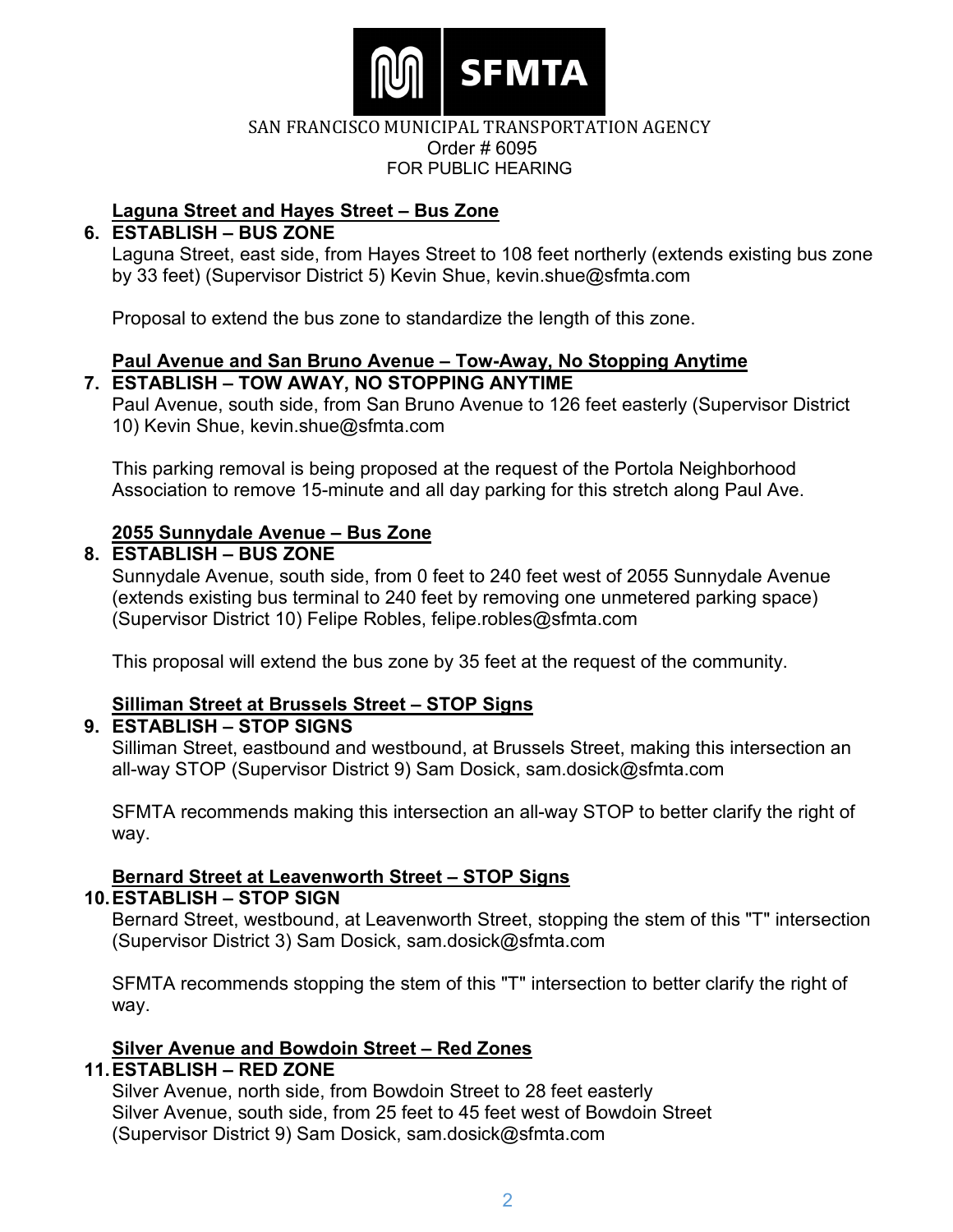SAN FRANCISCO MUNICIPAL TRANSPORTATION AGENCY
Order # 6095
FOR PUBLIC HEARING

**Laguna Street and Hayes Street – Bus Zone**

6. **ESTABLISH – BUS ZONE**
   Laguna Street, east side, from Hayes Street to 108 feet northerly (extends existing bus zone by 33 feet) (Supervisor District 5) Kevin Shue, kevin.shue@sfmta.com

   Proposal to extend the bus zone to standardize the length of this zone.

**Paul Avenue and San Bruno Avenue – Tow-Away, No Stopping Anytime**

7. **ESTABLISH – TOW AWAY, NO STOPPING ANYTIME**
   Paul Avenue, south side, from San Bruno Avenue to 126 feet easterly (Supervisor District 10) Kevin Shue, kevin.shue@sfmta.com

   This parking removal is being proposed at the request of the Portola Neighborhood Association to remove 15-minute and all day parking for this stretch along Paul Ave.

**2055 Sunnydale Avenue – Bus Zone**

8. **ESTABLISH – BUS ZONE**
   Sunnydale Avenue, south side, from 0 feet to 240 feet west of 2055 Sunnydale Avenue (extends existing bus terminal to 240 feet by removing one unmetered parking space) (Supervisor District 10) Felipe Robles, felipe.robles@sfmta.com

   This proposal will extend the bus zone by 35 feet at the request of the community.

**Silliman Street at Brussels Street – STOP Signs**

9. **ESTABLISH – STOP SIGNS**
   Silliman Street, eastbound and westbound, at Brussels Street, making this intersection an all-way STOP (Supervisor District 9) Sam Dosick, sam.dosick@sfmta.com

   SFMTA recommends making this intersection an all-way STOP to better clarify the right of way.

**Bernard Street at Leavenworth Street – STOP Signs**

10. **ESTABLISH – STOP SIGN**
    Bernard Street, westbound, at Leavenworth Street, stopping the stem of this "T" intersection (Supervisor District 3) Sam Dosick, sam.dosick@sfmta.com

    SFMTA recommends stopping the stem of this "T" intersection to better clarify the right of way.

**Silver Avenue and Bowdoin Street – Red Zones**

11. **ESTABLISH – RED ZONE**
    Silver Avenue, north side, from Bowdoin Street to 28 feet easterly
    Silver Avenue, south side, from 25 feet to 45 feet west of Bowdoin Street
    (Supervisor District 9) Sam Dosick, sam.dosick@sfmta.com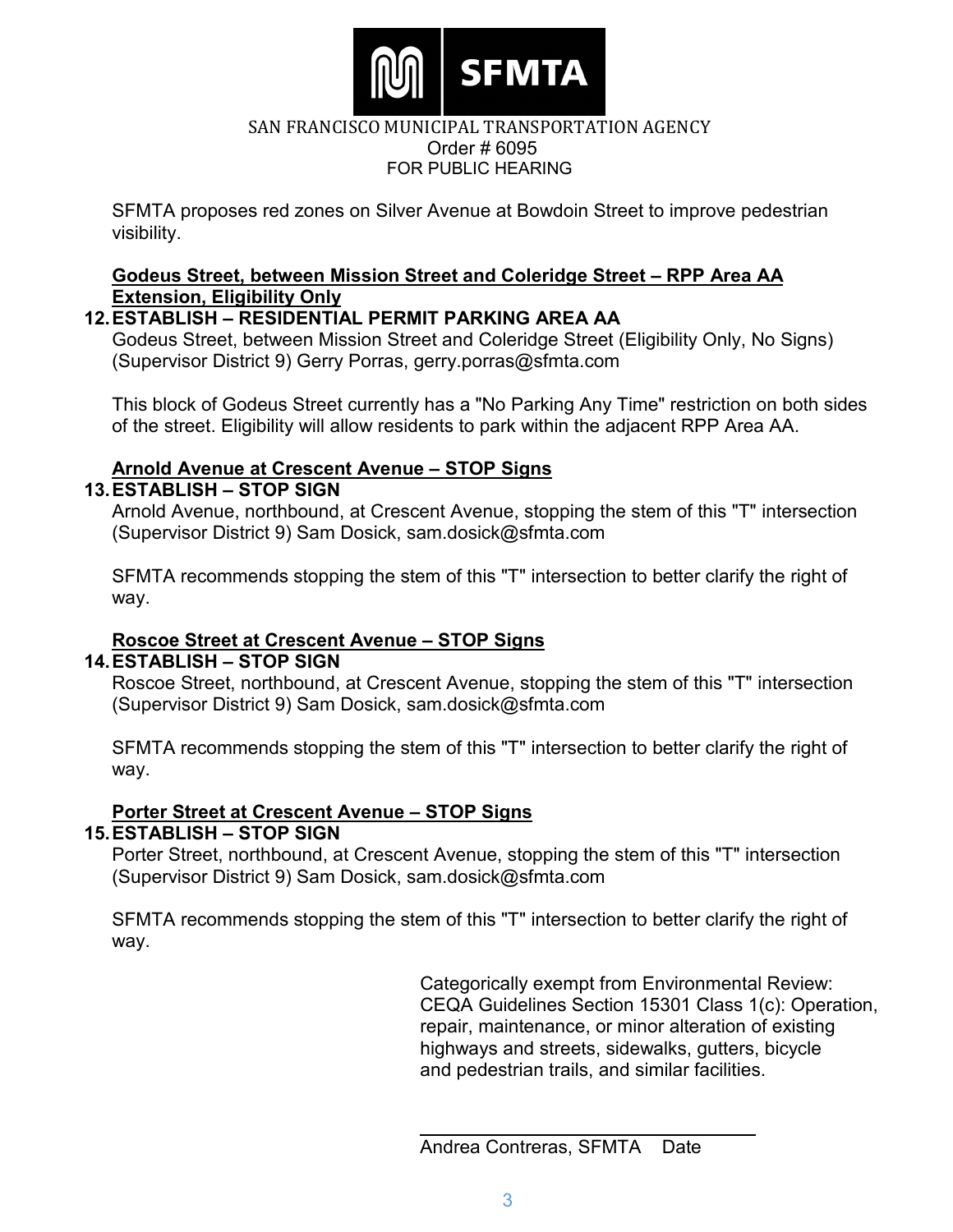SAN FRANCISCO MUNICIPAL TRANSPORTATION AGENCY
Order # 6095
FOR PUBLIC HEARING

SFMTA proposes red zones on Silver Avenue at Bowdoin Street to improve pedestrian visibility.

**Godeus Street, between Mission Street and Coleridge Street – RPP Area AA Extension, Eligibility Only**

**12. ESTABLISH – RESIDENTIAL PERMIT PARKING AREA AA**
Godeus Street, between Mission Street and Coleridge Street (Eligibility Only, No Signs)
(Supervisor District 9) Gerry Porras, gerry.porras@sfmta.com

This block of Godeus Street currently has a "No Parking Any Time" restriction on both sides of the street. Eligibility will allow residents to park within the adjacent RPP Area AA.

**Arnold Avenue at Crescent Avenue – STOP Signs**

**13. ESTABLISH – STOP SIGN**
Arnold Avenue, northbound, at Crescent Avenue, stopping the stem of this "T" intersection
(Supervisor District 9) Sam Dosick, sam.dosick@sfmta.com

SFMTA recommends stopping the stem of this "T" intersection to better clarify the right of way.

**Roscoe Street at Crescent Avenue – STOP Signs**

**14. ESTABLISH – STOP SIGN**
Roscoe Street, northbound, at Crescent Avenue, stopping the stem of this "T" intersection
(Supervisor District 9) Sam Dosick, sam.dosick@sfmta.com

SFMTA recommends stopping the stem of this "T" intersection to better clarify the right of way.

**Porter Street at Crescent Avenue – STOP Signs**

**15. ESTABLISH – STOP SIGN**
Porter Street, northbound, at Crescent Avenue, stopping the stem of this "T" intersection
(Supervisor District 9) Sam Dosick, sam.dosick@sfmta.com

SFMTA recommends stopping the stem of this "T" intersection to better clarify the right of way.

Categorically exempt from Environmental Review: CEQA Guidelines Section 15301 Class 1(c): Operation, repair, maintenance, or minor alteration of existing highways and streets, sidewalks, gutters, bicycle and pedestrian trails, and similar facilities.

\_\_\_\_\_\_\_\_\_\_\_\_\_\_\_\_\_\_\_\_\_\_\_\_\_\_\_\_\_\_\_\_

Andrea Contreras, SFMTA     Date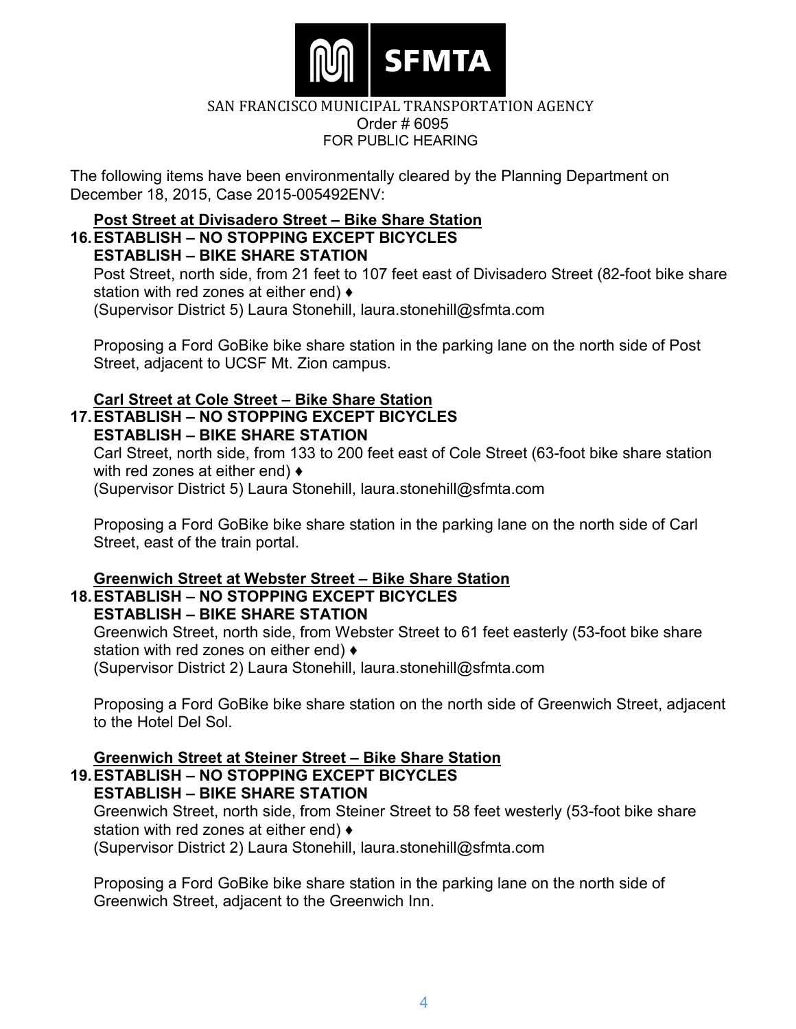SFMTA

SAN FRANCISCO MUNICIPAL TRANSPORTATION AGENCY
Order # 6095
FOR PUBLIC HEARING

The following items have been environmentally cleared by the Planning Department on December 18, 2015, Case 2015-005492ENV:

**Post Street at Divisadero Street – Bike Share Station**

16. **ESTABLISH – NO STOPPING EXCEPT BICYCLES**
    **ESTABLISH – BIKE SHARE STATION**
    Post Street, north side, from 21 feet to 107 feet east of Divisadero Street (82-foot bike share station with red zones at either end) ♦
    (Supervisor District 5) Laura Stonehill, laura.stonehill@sfmta.com

    Proposing a Ford GoBike bike share station in the parking lane on the north side of Post Street, adjacent to UCSF Mt. Zion campus.

**Carl Street at Cole Street – Bike Share Station**

17. **ESTABLISH – NO STOPPING EXCEPT BICYCLES**
    **ESTABLISH – BIKE SHARE STATION**
    Carl Street, north side, from 133 to 200 feet east of Cole Street (63-foot bike share station with red zones at either end) ♦
    (Supervisor District 5) Laura Stonehill, laura.stonehill@sfmta.com

    Proposing a Ford GoBike bike share station in the parking lane on the north side of Carl Street, east of the train portal.

**Greenwich Street at Webster Street – Bike Share Station**

18. **ESTABLISH – NO STOPPING EXCEPT BICYCLES**
    **ESTABLISH – BIKE SHARE STATION**
    Greenwich Street, north side, from Webster Street to 61 feet easterly (53-foot bike share station with red zones on either end) ♦
    (Supervisor District 2) Laura Stonehill, laura.stonehill@sfmta.com

    Proposing a Ford GoBike bike share station on the north side of Greenwich Street, adjacent to the Hotel Del Sol.

**Greenwich Street at Steiner Street – Bike Share Station**

19. **ESTABLISH – NO STOPPING EXCEPT BICYCLES**
    **ESTABLISH – BIKE SHARE STATION**
    Greenwich Street, north side, from Steiner Street to 58 feet westerly (53-foot bike share station with red zones at either end) ♦
    (Supervisor District 2) Laura Stonehill, laura.stonehill@sfmta.com

    Proposing a Ford GoBike bike share station in the parking lane on the north side of Greenwich Street, adjacent to the Greenwich Inn.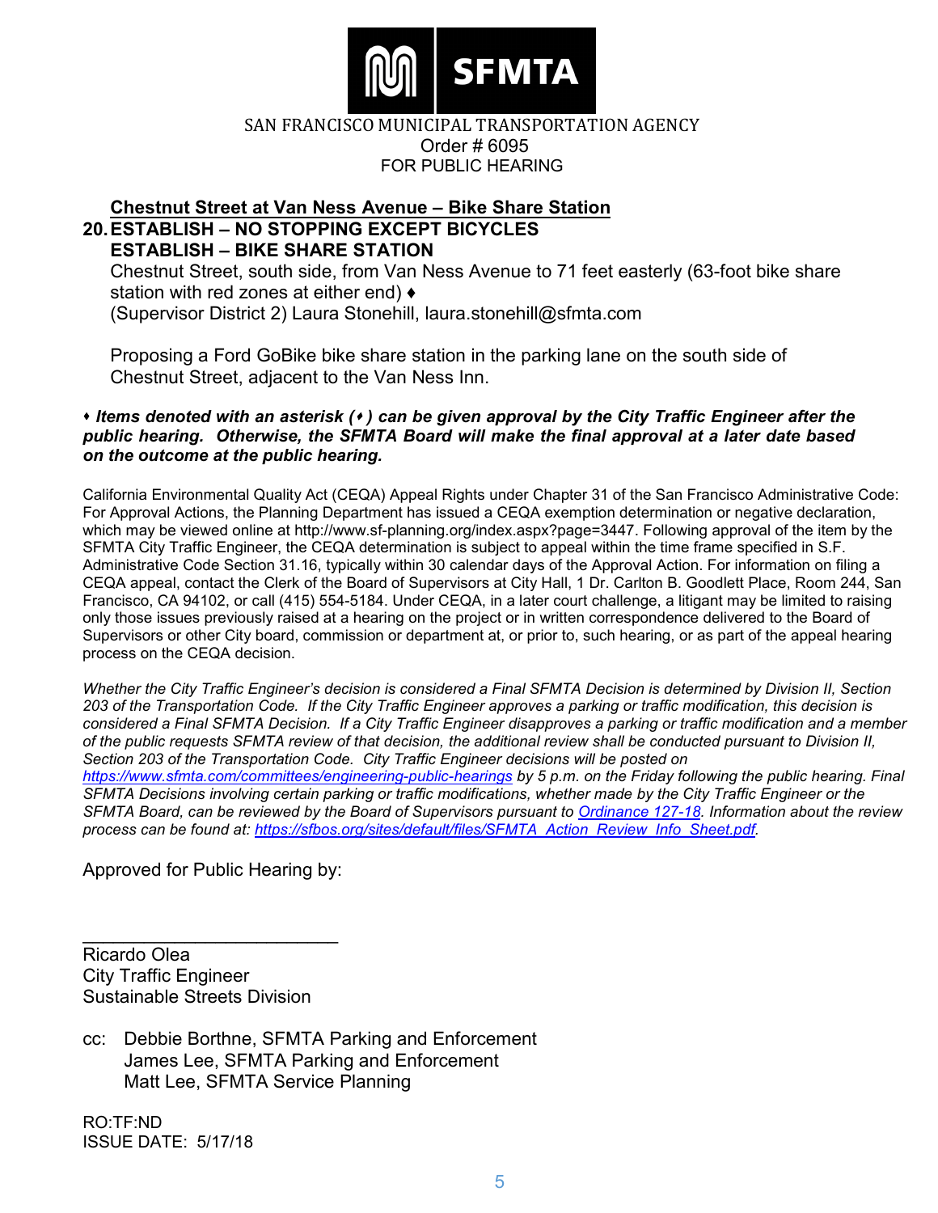SFMTA

SAN FRANCISCO MUNICIPAL TRANSPORTATION AGENCY
Order # 6095
FOR PUBLIC HEARING

**Chestnut Street at Van Ness Avenue – Bike Share Station**

20. **ESTABLISH – NO STOPPING EXCEPT BICYCLES**
    **ESTABLISH – BIKE SHARE STATION**
    Chestnut Street, south side, from Van Ness Avenue to 71 feet easterly (63-foot bike share station with red zones at either end) ♦
    (Supervisor District 2) Laura Stonehill, laura.stonehill@sfmta.com

    Proposing a Ford GoBike bike share station in the parking lane on the south side of Chestnut Street, adjacent to the Van Ness Inn.

***♦ Items denoted with an asterisk (♦) can be given approval by the City Traffic Engineer after the public hearing. Otherwise, the SFMTA Board will make the final approval at a later date based on the outcome at the public hearing.***

California Environmental Quality Act (CEQA) Appeal Rights under Chapter 31 of the San Francisco Administrative Code: For Approval Actions, the Planning Department has issued a CEQA exemption determination or negative declaration, which may be viewed online at http://www.sf-planning.org/index.aspx?page=3447. Following approval of the item by the SFMTA City Traffic Engineer, the CEQA determination is subject to appeal within the time frame specified in S.F. Administrative Code Section 31.16, typically within 30 calendar days of the Approval Action. For information on filing a CEQA appeal, contact the Clerk of the Board of Supervisors at City Hall, 1 Dr. Carlton B. Goodlett Place, Room 244, San Francisco, CA 94102, or call (415) 554-5184. Under CEQA, in a later court challenge, a litigant may be limited to raising only those issues previously raised at a hearing on the project or in written correspondence delivered to the Board of Supervisors or other City board, commission or department at, or prior to, such hearing, or as part of the appeal hearing process on the CEQA decision.

*Whether the City Traffic Engineer's decision is considered a Final SFMTA Decision is determined by Division II, Section 203 of the Transportation Code. If the City Traffic Engineer approves a parking or traffic modification, this decision is considered a Final SFMTA Decision. If a City Traffic Engineer disapproves a parking or traffic modification and a member of the public requests SFMTA review of that decision, the additional review shall be conducted pursuant to Division II, Section 203 of the Transportation Code. City Traffic Engineer decisions will be posted on https://www.sfmta.com/committees/engineering-public-hearings by 5 p.m. on the Friday following the public hearing. Final SFMTA Decisions involving certain parking or traffic modifications, whether made by the City Traffic Engineer or the SFMTA Board, can be reviewed by the Board of Supervisors pursuant to Ordinance 127-18. Information about the review process can be found at: https://sfbos.org/sites/default/files/SFMTA_Action_Review_Info_Sheet.pdf.*

Approved for Public Hearing by:

\_\_\_\_\_\_\_\_\_\_\_\_\_\_\_\_\_\_\_\_\_\_\_\_\_\_

Ricardo Olea
City Traffic Engineer
Sustainable Streets Division

cc: Debbie Borthne, SFMTA Parking and Enforcement
James Lee, SFMTA Parking and Enforcement
Matt Lee, SFMTA Service Planning

RO:TF:ND
ISSUE DATE: 5/17/18